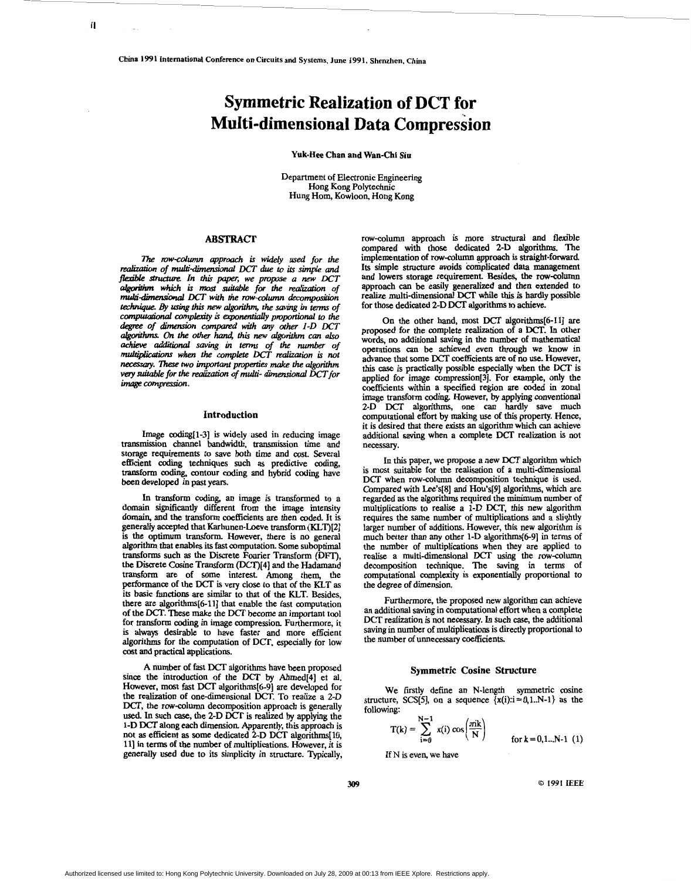# Symmetric Realization of DCT for Multi-dimensional Data Compression

**Yuk-Hee Chan and Wan-Chi Siu**

Department of Electronic Engineering
Hong Kong Polytechnic
Hung Hom, Kowloon, Hong Kong

## ABSTRACT

*The row-column approach is widely used for the realization of multi-dimensional DCT due to its simple and flexible structure. In this paper, we propose a new DCT algorithm which is most suitable for the realization of multi-dimensional DCT with the row-column decomposition technique. By using this new algorithm, the saving in terms of computational complexity is exponentially proportional to the degree of dimension compared with any other 1-D DCT algorithms. On the other hand, this new algorithm can also achieve additional saving in terms of the number of multiplications when the complete DCT realization is not necessary. These two important properties make the algorithm very suitable for the realization of multi- dimensional DCT for image compression.*

## Introduction

Image coding[1-3] is widely used in reducing image transmission channel bandwidth, transmission time and storage requirements to save both time and cost. Several efficient coding techniques such as predictive coding, transform coding, contour coding and hybrid coding have been developed in past years.

In transform coding, an image is transformed to a domain significantly different from the image intensity domain, and the transform coefficients are then coded. It is generally accepted that Karhunen-Loeve transform (KLT)[2] is the optimum transform. However, there is no general algorithm that enables its fast computation. Some suboptimal transforms such as the Discrete Fourier Transform (DFT), the Discrete Cosine Transform (DCT)[4] and the Hadamard transform are of some interest. Among them, the performance of the DCT is very close to that of the KLT as its basic functions are similar to that of the KLT. Besides, there are algorithms[6-11] that enable the fast computation of the DCT. These make the DCT become an important tool for transform coding in image compression. Furthermore, it is always desirable to have faster and more efficient algorithms for the computation of DCT, especially for low cost and practical applications.

A number of fast DCT algorithms have been proposed since the introduction of the DCT by Ahmed[4] et al. However, most fast DCT algorithms[6-9] are developed for the realization of one-dimensional DCT. To realize a 2-D DCT, the row-column decomposition approach is generally used. In such case, the 2-D DCT is realized by applying the 1-D DCT along each dimension. Apparently, this approach is not as efficient as some dedicated 2-D DCT algorithms[10, 11] in terms of the number of multiplications. However, it is generally used due to its simplicity in structure. Typically, row-column approach is more structural and flexible compared with those dedicated 2-D algorithms. The implementation of row-column approach is straight-forward. Its simple structure avoids complicated data management and lowers storage requirement. Besides, the row-column approach can be easily generalized and then extended to realize multi-dimensional DCT while this is hardly possible for those dedicated 2-D DCT algorithms to achieve.

On the other hand, most DCT algorithms[6-11] are proposed for the complete realization of a DCT. In other words, no additional saving in the number of mathematical operations can be achieved even through we know in advance that some DCT coefficients are of no use. However, this case is practically possible especially when the DCT is applied for image compression[3]. For example, only the coefficients within a specified region are coded in zonal image transform coding. However, by applying conventional 2-D DCT algorithms, one can hardly save much computational effort by making use of this property. Hence, it is desired that there exists an algorithm which can achieve additional saving when a complete DCT realization is not necessary.

In this paper, we propose a new DCT algorithm which is most suitable for the realisation of a multi-dimensional DCT when row-column decomposition technique is used. Compared with Lee's[8] and Hou's[9] algorithms, which are regarded as the algorithms required the minimum number of multiplications to realise a 1-D DCT, this new algorithm requires the same number of multiplications and a slightly larger number of additions. However, this new algorithm is much better than any other 1-D algorithms[6-9] in terms of the number of multiplications when they are applied to realise a multi-dimensional DCT using the row-column decomposition technique. The saving in terms of computational complexity is exponentially proportional to the degree of dimension.

Furthermore, the proposed new algorithm can achieve an additional saving in computational effort when a complete DCT realization is not necessary. In such case, the additional saving in number of multiplications is directly proportional to the number of unnecessary coefficients.

## Symmetric Cosine Structure

We firstly define an N-length symmetric cosine structure, SCS[5], on a sequence $\{x(i):i=0,1..N-1\}$ as the following:

$$T(k) = \sum_{i=0}^{N-1} x(i)\cos\left(\frac{\pi ik}{N}\right) \qquad \text{for } k=0,1...N-1 \quad (1)$$

If N is even, we have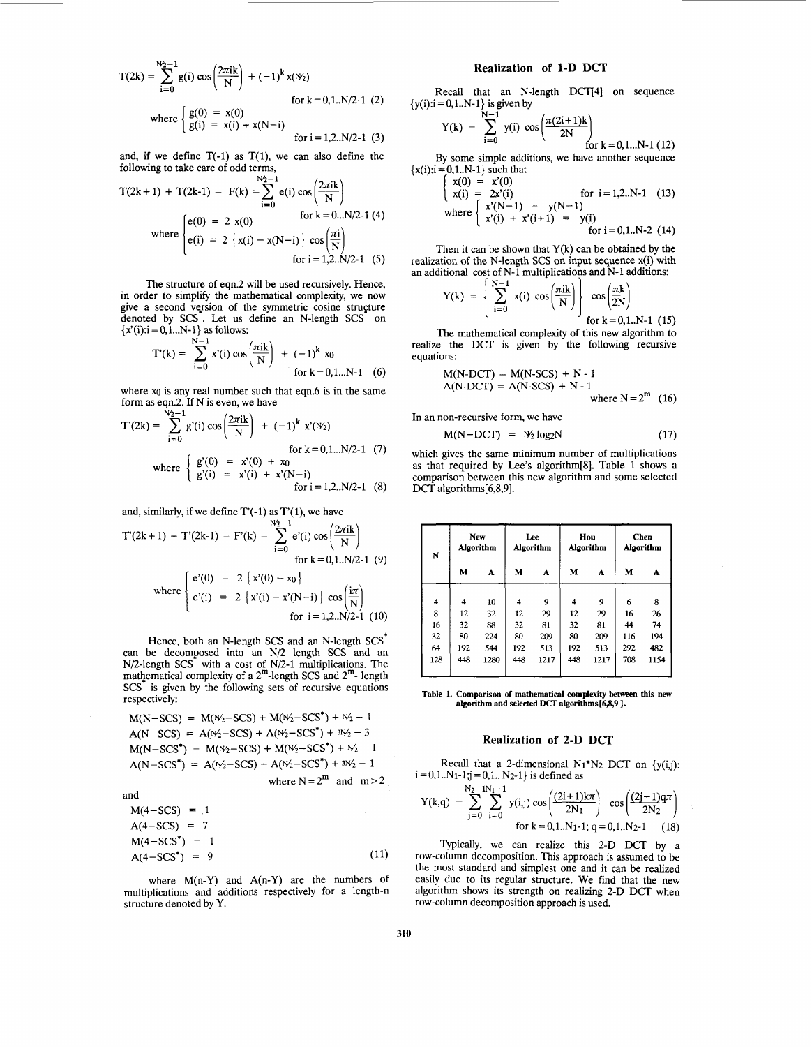$$T(2k) = \sum_{i=0}^{N/2-1} g(i) \cos\left(\frac{2\pi ik}{N}\right) + (-1)^k x(N/2) \quad \text{for } k=0,1..N/2-1 \quad (2)$$

$$\text{where } \begin{cases} g(0) = x(0) \\ g(i) = x(i) + x(N-i) \end{cases} \quad \text{for } i=1,2..N/2-1 \quad (3)$$

and, if we define T(-1) as T(1), we can also define the following to take care of odd terms,

$$T(2k+1) + T(2k-1) = F(k) = \sum_{i=0}^{N/2-1} e(i) \cos\left(\frac{2\pi ik}{N}\right) \quad \text{for } k=0...N/2-1 \quad (4)$$

$$\text{where } \begin{cases} e(0) = 2\, x(0) \\ e(i) = 2\,\{x(i) - x(N-i)\} \cos\left(\frac{\pi i}{N}\right) \end{cases} \quad \text{for } i=1,2..N/2-1 \quad (5)$$

The structure of eqn.2 will be used recursively. Hence, in order to simplify the mathematical complexity, we now give a second version of the symmetric cosine structure denoted by SCS*. Let us define an N-length SCS* on $\{x'(i):i=0,1...N-1\}$ as follows:

$$T'(k) = \sum_{i=0}^{N-1} x'(i) \cos\left(\frac{\pi ik}{N}\right) + (-1)^k x_0 \quad \text{for } k=0,1...N-1 \quad (6)$$

where $x_0$ is any real number such that eqn.6 is in the same form as eqn.2. If N is even, we have

$$T'(2k) = \sum_{i=0}^{N/2-1} g'(i) \cos\left(\frac{2\pi ik}{N}\right) + (-1)^k x'(N/2) \quad \text{for } k=0,1...N/2-1 \quad (7)$$

$$\text{where } \begin{cases} g'(0) = x'(0) + x_0 \\ g'(i) = x'(i) + x'(N-i) \end{cases} \quad \text{for } i=1,2..N/2-1 \quad (8)$$

and, similarly, if we define T'(-1) as T'(1), we have

$$T'(2k+1) + T'(2k-1) = F'(k) = \sum_{i=0}^{N/2-1} e'(i) \cos\left(\frac{2\pi ik}{N}\right) \quad \text{for } k=0,1..N/2-1 \quad (9)$$

$$\text{where } \begin{cases} e'(0) = 2\,\{x'(0) - x_0\} \\ e'(i) = 2\,\{x'(i) - x'(N-i)\} \cos\left(\frac{i\pi}{N}\right) \end{cases} \quad \text{for } i=1,2..N/2-1 \quad (10)$$

Hence, both an N-length SCS and an N-length SCS* can be decomposed into an N/2 length SCS and an N/2-length SCS* with a cost of N/2-1 multiplications. The mathematical complexity of a $2^m$-length SCS and $2^m$- length SCS* is given by the following sets of recursive equations respectively:

$$\begin{aligned}
M(N-SCS) &= M(N/2-SCS) + M(N/2-SCS^*) + N/2 - 1 \\
A(N-SCS) &= A(N/2-SCS) + A(N/2-SCS^*) + 3N/2 - 3 \\
M(N-SCS^*) &= M(N/2-SCS) + M(N/2-SCS^*) + N/2 - 1 \\
A(N-SCS^*) &= A(N/2-SCS) + A(N/2-SCS^*) + 3N/2 - 1
\end{aligned}$$

where $N=2^m$ and $m>2$

and

$$\begin{aligned}
M(4-SCS) &= 1 \\
A(4-SCS) &= 7 \\
M(4-SCS^*) &= 1 \\
A(4-SCS^*) &= 9
\end{aligned} \quad (11)$$

where M(n-Y) and A(n-Y) are the numbers of multiplications and additions respectively for a length-n structure denoted by Y.

## Realization of 1-D DCT

Recall that an N-length DCT[4] on sequence $\{y(i):i=0,1..N-1\}$ is given by

$$Y(k) = \sum_{i=0}^{N-1} y(i) \cos\left(\frac{\pi(2i+1)k}{2N}\right) \quad \text{for } k=0,1...N-1 \quad (12)$$

By some simple additions, we have another sequence $\{x(i):i=0,1..N-1\}$ such that

$$\begin{cases} x(0) = x'(0) \\ x(i) = 2x'(i) \end{cases} \quad \text{for } i=1,2..N-1 \quad (13)$$

$$\text{where } \begin{cases} x'(N-1) = y(N-1) \\ x'(i) + x'(i+1) = y(i) \end{cases} \quad \text{for } i=0,1..N-2 \quad (14)$$

Then it can be shown that Y(k) can be obtained by the realization of the N-length SCS on input sequence x(i) with an additional cost of N-1 multiplications and N-1 additions:

$$Y(k) = \left\{ \sum_{i=0}^{N-1} x(i) \cos\left(\frac{\pi ik}{N}\right) \right\} \cos\left(\frac{\pi k}{2N}\right) \quad \text{for } k=0,1...N-1 \quad (15)$$

The mathematical complexity of this new algorithm to realize the DCT is given by the following recursive equations:

$$\begin{aligned}
M(N\text{-DCT}) &= M(N\text{-SCS}) + N - 1 \\
A(N\text{-DCT}) &= A(N\text{-SCS}) + N - 1
\end{aligned} \quad \text{where } N=2^m \quad (16)$$

In an non-recursive form, we have

$$M(N-DCT) = N/2 \log_2 N \quad (17)$$

which gives the same minimum number of multiplications as that required by Lee's algorithm[8]. Table 1 shows a comparison between this new algorithm and some selected DCT algorithms[6,8,9].

| N | New Algorithm | | Lee Algorithm | | Hou Algorithm | | Chen Algorithm | |
|---|---|---|---|---|---|---|---|---|
| | M | A | M | A | M | A | M | A |
| 4 | 4 | 10 | 4 | 9 | 4 | 9 | 6 | 8 |
| 8 | 12 | 32 | 12 | 29 | 12 | 29 | 16 | 26 |
| 16 | 32 | 88 | 32 | 81 | 32 | 81 | 44 | 74 |
| 32 | 80 | 224 | 80 | 209 | 80 | 209 | 116 | 194 |
| 64 | 192 | 544 | 192 | 513 | 192 | 513 | 292 | 482 |
| 128 | 448 | 1280 | 448 | 1217 | 448 | 1217 | 708 | 1154 |

**Table 1. Comparison of mathematical complexity between this new algorithm and selected DCT algorithms[6,8,9].**

## Realization of 2-D DCT

Recall that a 2-dimensional $N_1{*}N_2$ DCT on $\{y(i,j): i=0,1..N_1\text{-}1; j=0,1..N_2\text{-}1\}$ is defined as

$$Y(k,q) = \sum_{j=0}^{N_2-1}\sum_{i=0}^{N_1-1} y(i,j) \cos\left(\frac{(2i+1)k\pi}{2N_1}\right) \cos\left(\frac{(2j+1)q\pi}{2N_2}\right) \quad \text{for } k=0,1..N_1\text{-}1;\ q=0,1..N_2\text{-}1 \quad (18)$$

Typically, we can realize this 2-D DCT by a row-column decomposition. This approach is assumed to be the most standard and simplest one and it can be realized easily due to its regular structure. We find that the new algorithm shows its strength on realizing 2-D DCT when row-column decomposition approach is used.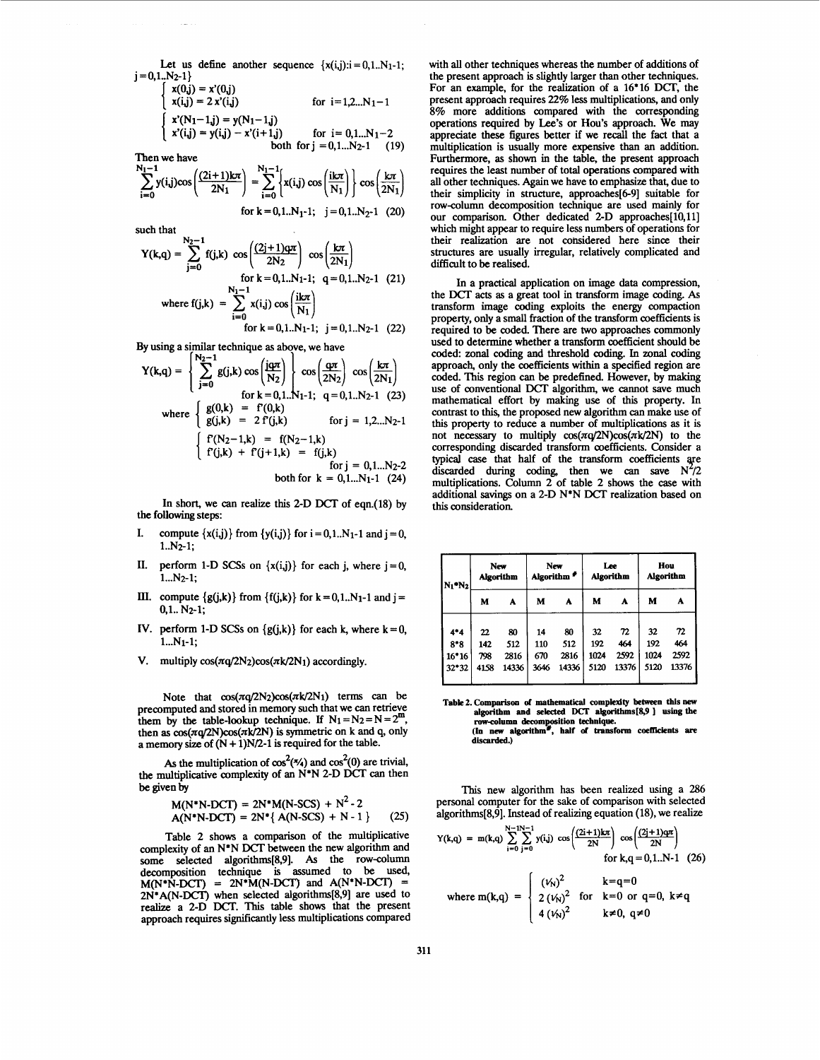Let us define another sequence $\{x(i,j): i=0,1..N_1-1; j=0,1..N_2-1\}$

$$\begin{cases} x(0,j) = x'(0,j) \\ x(i,j) = 2\,x'(i,j) & \text{for } i=1,2...N_1-1 \end{cases}$$

$$\begin{cases} x'(N_1-1,j) = y(N_1-1,j) \\ x'(i,j) = y(i,j) - x'(i+1,j) & \text{for } i=0,1...N_1-2 \end{cases}$$

both for $j=0,1...N_2-1$ (19)

Then we have

$$\sum_{i=0}^{N_1-1} y(i,j)\cos\left(\frac{(2i+1)k\pi}{2N_1}\right) = \sum_{i=0}^{N_1-1}\left\{x(i,j)\cos\left(\frac{ik\pi}{N_1}\right)\right\}\cos\left(\frac{k\pi}{2N_1}\right)$$

for $k=0,1..N_1-1;\ j=0,1..N_2-1$ (20)

such that

$$Y(k,q) = \sum_{j=0}^{N_2-1} f(j,k)\cos\left(\frac{(2j+1)q\pi}{2N_2}\right)\cos\left(\frac{k\pi}{2N_1}\right)$$

for $k=0,1..N_1-1;\ q=0,1..N_2-1$ (21)

$$\text{where } f(j,k) = \sum_{i=0}^{N_1-1} x(i,j)\cos\left(\frac{ik\pi}{N_1}\right)$$

for $k=0,1..N_1-1;\ j=0,1..N_2-1$ (22)

By using a similar technique as above, we have

$$Y(k,q) = \left\{\sum_{j=0}^{N_2-1} g(j,k)\cos\left(\frac{jq\pi}{N_2}\right)\right\}\cos\left(\frac{q\pi}{2N_2}\right)\cos\left(\frac{k\pi}{2N_1}\right)$$

for $k=0,1..N_1-1;\ q=0,1..N_2-1$ (23)

$$\text{where } \begin{cases} g(0,k) = f'(0,k) \\ g(j,k) = 2\,f'(j,k) & \text{for } j=1,2...N_2-1 \end{cases}$$

$$\begin{cases} f'(N_2-1,k) = f(N_2-1,k) \\ f'(j,k) + f'(j+1,k) = f(j,k) & \text{for } j=0,1...N_2-2 \end{cases}$$

both for $k=0,1...N_1-1$ (24)

In short, we can realize this 2-D DCT of eqn.(18) by the following steps:

I. compute $\{x(i,j)\}$ from $\{y(i,j)\}$ for $i=0,1..N_1-1$ and $j=0,1..N_2-1$;

II. perform 1-D SCSs on $\{x(i,j)\}$ for each j, where $j=0,1...N_2-1$;

III. compute $\{g(j,k)\}$ from $\{f(j,k)\}$ for $k=0,1..N_1-1$ and $j=0,1..N_2-1$;

IV. perform 1-D SCSs on $\{g(j,k)\}$ for each k, where $k=0,1...N_1-1$;

V. multiply $\cos(\pi q/2N_2)\cos(\pi k/2N_1)$ accordingly.

Note that $\cos(\pi q/2N_2)\cos(\pi k/2N_1)$ terms can be precomputed and stored in memory such that we can retrieve them by the table-lookup technique. If $N_1=N_2=N=2^m$, then as $\cos(\pi q/2N)\cos(\pi k/2N)$ is symmetric on k and q, only a memory size of $(N+1)N/2-1$ is required for the table.

As the multiplication of $\cos^2(\pi/4)$ and $\cos^2(0)$ are trivial, the multiplicative complexity of an N*N 2-D DCT can then be given by

$$\begin{aligned} M(N{*}N\text{-DCT}) &= 2N{*}M(N\text{-SCS}) + N^2 - 2 \\ A(N{*}N\text{-DCT}) &= 2N{*}\{A(N\text{-SCS}) + N - 1\} \end{aligned} \quad (25)$$

Table 2 shows a comparison of the multiplicative complexity of an N*N DCT between the new algorithm and some selected algorithms[8,9]. As the row-column decomposition technique is assumed to be used, M(N*N-DCT) = 2N*M(N-DCT) and A(N*N-DCT) = 2N*A(N-DCT) when selected algorithms[8,9] are used to realize a 2-D DCT. This table shows that the present approach requires significantly less multiplications compared with all other techniques whereas the number of additions of the present approach is slightly larger than other techniques. For an example, for the realization of a 16*16 DCT, the present approach requires 22% less multiplications, and only 8% more additions compared with the corresponding operations required by Lee's or Hou's approach. We may appreciate these figures better if we recall the fact that a multiplication is usually more expensive than an addition. Furthermore, as shown in the table, the present approach requires the least number of total operations compared with all other techniques. Again we have to emphasize that, due to their simplicity in structure, approaches[6-9] suitable for row-column decomposition technique are used mainly for our comparison. Other dedicated 2-D approaches[10,11] which might appear to require less numbers of operations for their realization are not considered here since their structures are usually irregular, relatively complicated and difficult to be realised.

In a practical application on image data compression, the DCT acts as a great tool in transform image coding. As transform image coding exploits the energy compaction property, only a small fraction of the transform coefficients is required to be coded. There are two approaches commonly used to determine whether a transform coefficient should be coded: zonal coding and threshold coding. In zonal coding approach, only the coefficients within a specified region are coded. This region can be predefined. However, by making use of conventional DCT algorithm, we cannot save much mathematical effort by making use of this property. In contrast to this, the proposed new algorithm can make use of this property to reduce a number of multiplications as it is not necessary to multiply $\cos(\pi q/2N)\cos(\pi k/2N)$ to the corresponding discarded transform coefficients. Consider a typical case that half of the transform coefficients are discarded during coding, then we can save $N^2/2$ multiplications. Column 2 of table 2 shows the case with additional savings on a 2-D N*N DCT realization based on this consideration.

| N1*N2 | New Algorithm | | New Algorithm # | | Lee Algorithm | | Hou Algorithm | |
|---|---|---|---|---|---|---|---|---|
| | M | A | M | A | M | A | M | A |
| 4*4 | 22 | 80 | 14 | 80 | 32 | 72 | 32 | 72 |
| 8*8 | 142 | 512 | 110 | 512 | 192 | 464 | 192 | 464 |
| 16*16 | 798 | 2816 | 670 | 2816 | 1024 | 2592 | 1024 | 2592 |
| 32*32 | 4158 | 14336 | 3646 | 14336 | 5120 | 13376 | 5120 | 13376 |

**Table 2. Comparison of mathematical complexity between this new algorithm and selected DCT algorithms[8,9] using the row-column decomposition technique.**
**(In new algorithm#, half of transform coefficients are discarded.)**

This new algorithm has been realized using a 286 personal computer for the sake of comparison with selected algorithms[8,9]. Instead of realizing equation (18), we realize

$$Y(k,q) = m(k,q)\sum_{i=0}^{N-1}\sum_{j=0}^{N-1} y(i,j)\cos\left(\frac{(2i+1)k\pi}{2N}\right)\cos\left(\frac{(2j+1)q\pi}{2N}\right)$$

for $k,q=0,1..N-1$ (26)

$$\text{where } m(k,q) = \begin{cases} (1/N)^2 & k=q=0 \\ 2\,(1/N)^2 & \text{for } k=0 \text{ or } q=0,\ k\neq q \\ 4\,(1/N)^2 & k\neq 0,\ q\neq 0 \end{cases}$$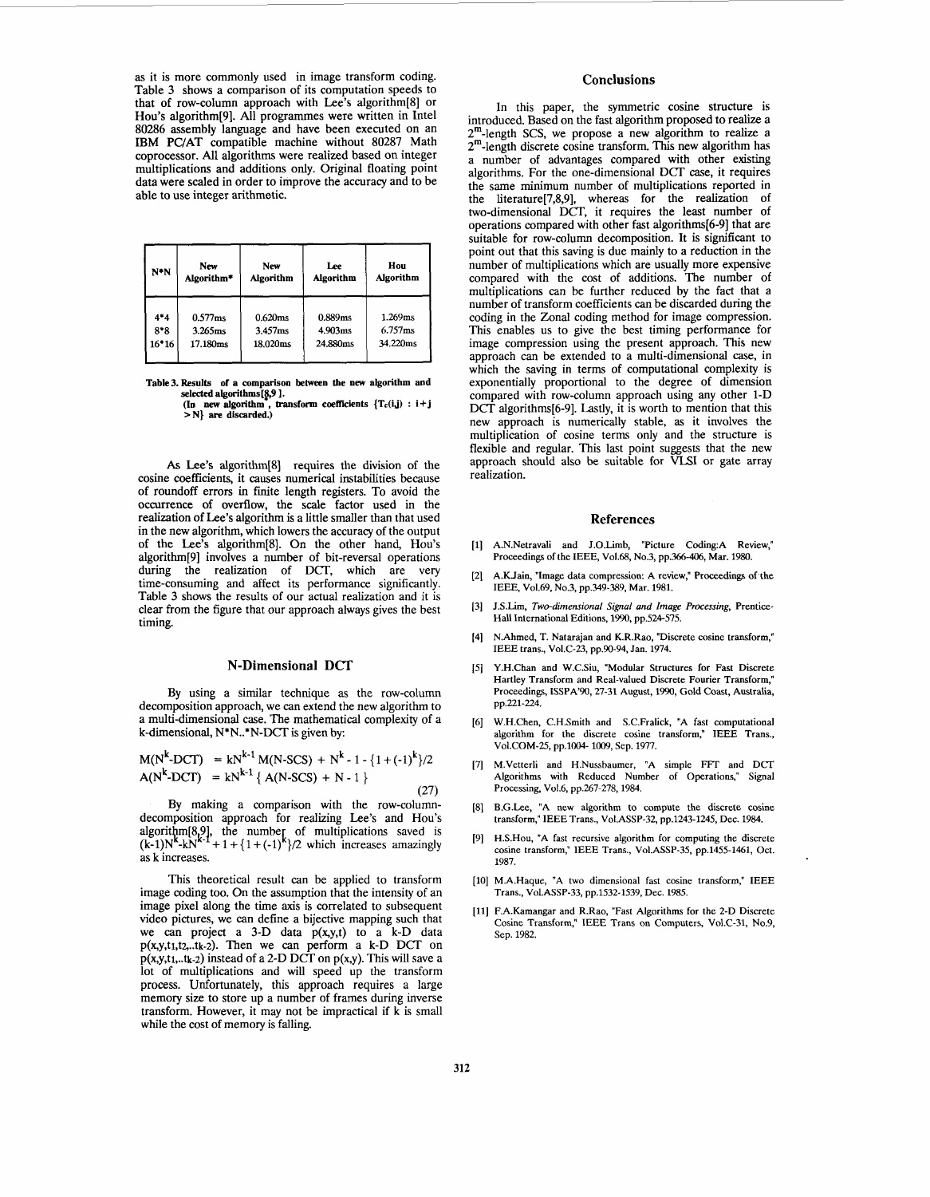as it is more commonly used in image transform coding. Table 3 shows a comparison of its computation speeds to that of row-column approach with Lee's algorithm[8] or Hou's algorithm[9]. All programmes were written in Intel 80286 assembly language and have been executed on an IBM PC/AT compatible machine without 80287 Math coprocessor. All algorithms were realized based on integer multiplications and additions only. Original floating point data were scaled in order to improve the accuracy and to be able to use integer arithmetic.

| N*N | New Algorithm* | New Algorithm | Lee Algorithm | Hou Algorithm |
|---|---|---|---|---|
| 4*4 | 0.577ms | 0.620ms | 0.889ms | 1.269ms |
| 8*8 | 3.265ms | 3.457ms | 4.903ms | 6.757ms |
| 16*16 | 17.180ms | 18.020ms | 24.880ms | 34.220ms |

**Table 3. Results of a comparison between the new algorithm and selected algorithms[8,9].**
**(In new algorithm*, transform coefficients $\{T_c(i,j) : i+j > N\}$ are discarded.)**

As Lee's algorithm[8] requires the division of the cosine coefficients, it causes numerical instabilities because of roundoff errors in finite length registers. To avoid the occurrence of overflow, the scale factor used in the realization of Lee's algorithm is a little smaller than that used in the new algorithm, which lowers the accuracy of the output of the Lee's algorithm[8]. On the other hand, Hou's algorithm[9] involves a number of bit-reversal operations during the realization of DCT, which are very time-consuming and affect its performance significantly. Table 3 shows the results of our actual realization and it is clear from the figure that our approach always gives the best timing.

## N-Dimensional DCT

By using a similar technique as the row-column decomposition approach, we can extend the new algorithm to a multi-dimensional case. The mathematical complexity of a k-dimensional, N*N..*N-DCT is given by:

$$
\begin{aligned}
M(N^k\text{-DCT}) &= kN^{k-1} M(N\text{-SCS}) + N^k - 1 - \{1+(-1)^k\}/2 \\
A(N^k\text{-DCT}) &= kN^{k-1} \{ A(N\text{-SCS}) + N - 1 \}
\end{aligned}
\quad (27)
$$

By making a comparison with the row-column-decomposition approach for realizing Lee's and Hou's algorithm[8,9], the number of multiplications saved is $(k-1)N^k - kN^{k-1} + 1 + \{1+(-1)^k\}/2$ which increases amazingly as k increases.

This theoretical result can be applied to transform image coding too. On the assumption that the intensity of an image pixel along the time axis is correlated to subsequent video pictures, we can define a bijective mapping such that we can project a 3-D data $p(x,y,t)$ to a k-D data $p(x,y,t_1,t_2,..t_{k-2})$. Then we can perform a k-D DCT on $p(x,y,t_1,..t_{k-2})$ instead of a 2-D DCT on $p(x,y)$. This will save a lot of multiplications and will speed up the transform process. Unfortunately, this approach requires a large memory size to store up a number of frames during inverse transform. However, it may not be impractical if k is small while the cost of memory is falling.

## Conclusions

In this paper, the symmetric cosine structure is introduced. Based on the fast algorithm proposed to realize a $2^m$-length SCS, we propose a new algorithm to realize a $2^m$-length discrete cosine transform. This new algorithm has a number of advantages compared with other existing algorithms. For the one-dimensional DCT case, it requires the same minimum number of multiplications reported in the literature[7,8,9], whereas for the realization of two-dimensional DCT, it requires the least number of operations compared with other fast algorithms[6-9] that are suitable for row-column decomposition. It is significant to point out that this saving is due mainly to a reduction in the number of multiplications which are usually more expensive compared with the cost of additions. The number of multiplications can be further reduced by the fact that a number of transform coefficients can be discarded during the coding in the Zonal coding method for image compression. This enables us to give the best timing performance for image compression using the present approach. This new approach can be extended to a multi-dimensional case, in which the saving in terms of computational complexity is exponentially proportional to the degree of dimension compared with row-column approach using any other 1-D DCT algorithms[6-9]. Lastly, it is worth to mention that this new approach is numerically stable, as it involves the multiplication of cosine terms only and the structure is flexible and regular. This last point suggests that the new approach should also be suitable for VLSI or gate array realization.

## References

[1] A.N.Netravali and J.O.Limb, "Picture Coding:A Review," Proceedings of the IEEE, Vol.68, No.3, pp.366-406, Mar. 1980.

[2] A.K.Jain, "Image data compression: A review," Proceedings of the IEEE, Vol.69, No.3, pp.349-389, Mar. 1981.

[3] J.S.Lim, *Two-dimensional Signal and Image Processing*, Prentice-Hall International Editions, 1990, pp.524-575.

[4] N.Ahmed, T. Natarajan and K.R.Rao, "Discrete cosine transform," IEEE trans., Vol.C-23, pp.90-94, Jan. 1974.

[5] Y.H.Chan and W.C.Siu, "Modular Structures for Fast Discrete Hartley Transform and Real-valued Discrete Fourier Transform," Proceedings, ISSPA'90, 27-31 August, 1990, Gold Coast, Australia, pp.221-224.

[6] W.H.Chen, C.H.Smith and S.C.Fralick, "A fast computational algorithm for the discrete cosine transform," IEEE Trans., Vol.COM-25, pp.1004- 1009, Sep. 1977.

[7] M.Vetterli and H.Nussbaumer, "A simple FFT and DCT Algorithms with Reduced Number of Operations," Signal Processing, Vol.6, pp.267-278, 1984.

[8] B.G.Lee, "A new algorithm to compute the discrete cosine transform," IEEE Trans., Vol.ASSP-32, pp.1243-1245, Dec. 1984.

[9] H.S.Hou, "A fast recursive algorithm for computing the discrete cosine transform," IEEE Trans., Vol.ASSP-35, pp.1455-1461, Oct. 1987.

[10] M.A.Haque, "A two dimensional fast cosine transform," IEEE Trans., Vol.ASSP-33, pp.1532-1539, Dec. 1985.

[11] F.A.Kamangar and R.Rao, "Fast Algorithms for the 2-D Discrete Cosine Transform," IEEE Trans on Computers, Vol.C-31, No.9, Sep. 1982.